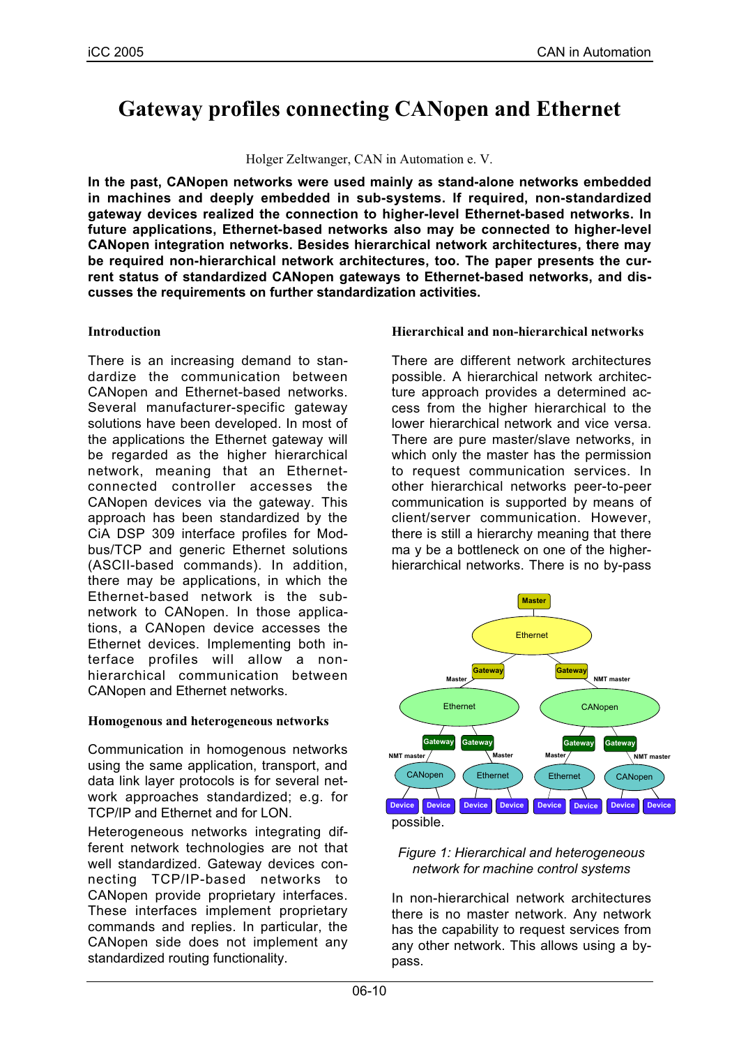# Gateway profiles connecting CANopen and Ethernet

Holger Zeltwanger, CAN in Automation e. V.

**In the past, CANopen networks were used mainly as stand-alone networks embedded in machines and deeply embedded in sub-systems. If required, non-standardized gateway devices realized the connection to higher-level Ethernet-based networks. In future applications, Ethernet-based networks also may be connected to higher-level CANopen integration networks. Besides hierarchical network architectures, there may be required non-hierarchical network architectures, too. The paper presents the current status of standardized CANopen gateways to Ethernet-based networks, and discusses the requirements on further standardization activities.**

## Introduction

There is an increasing demand to standardize the communication between CANopen and Ethernet-based networks. Several manufacturer-specific gateway solutions have been developed. In most of the applications the Ethernet gateway will be regarded as the higher hierarchical network, meaning that an Ethernet-connected controller accesses the CANopen devices via the gateway. This approach has been standardized by the CiA DSP 309 interface profiles for Modbus/TCP and generic Ethernet solutions (ASCII-based commands). In addition, there may be applications, in which the Ethernet-based network is the sub-network to CANopen. In those applications, a CANopen device accesses the Ethernet devices. Implementing both interface profiles will allow a non-hierarchical communication between CANopen and Ethernet networks.

## Homogenous and heterogeneous networks

Communication in homogenous networks using the same application, transport, and data link layer protocols is for several network approaches standardized; e.g. for TCP/IP and Ethernet and for LON.

Heterogeneous networks integrating different network technologies are not that well standardized. Gateway devices connecting TCP/IP-based networks to CANopen provide proprietary interfaces. These interfaces implement proprietary commands and replies. In particular, the CANopen side does not implement any standardized routing functionality.

## Hierarchical and non-hierarchical networks

There are different network architectures possible. A hierarchical network architecture approach provides a determined access from the higher hierarchical to the lower hierarchical network and vice versa. There are pure master/slave networks, in which only the master has the permission to request communication services. In other hierarchical networks peer-to-peer communication is supported by means of client/server communication. However, there is still a hierarchy meaning that there ma y be a bottleneck on one of the higher-hierarchical networks. There is no by-pass possible.

*Figure 1: Hierarchical and heterogeneous network for machine control systems*

In non-hierarchical network architectures there is no master network. Any network has the capability to request services from any other network. This allows using a by-pass.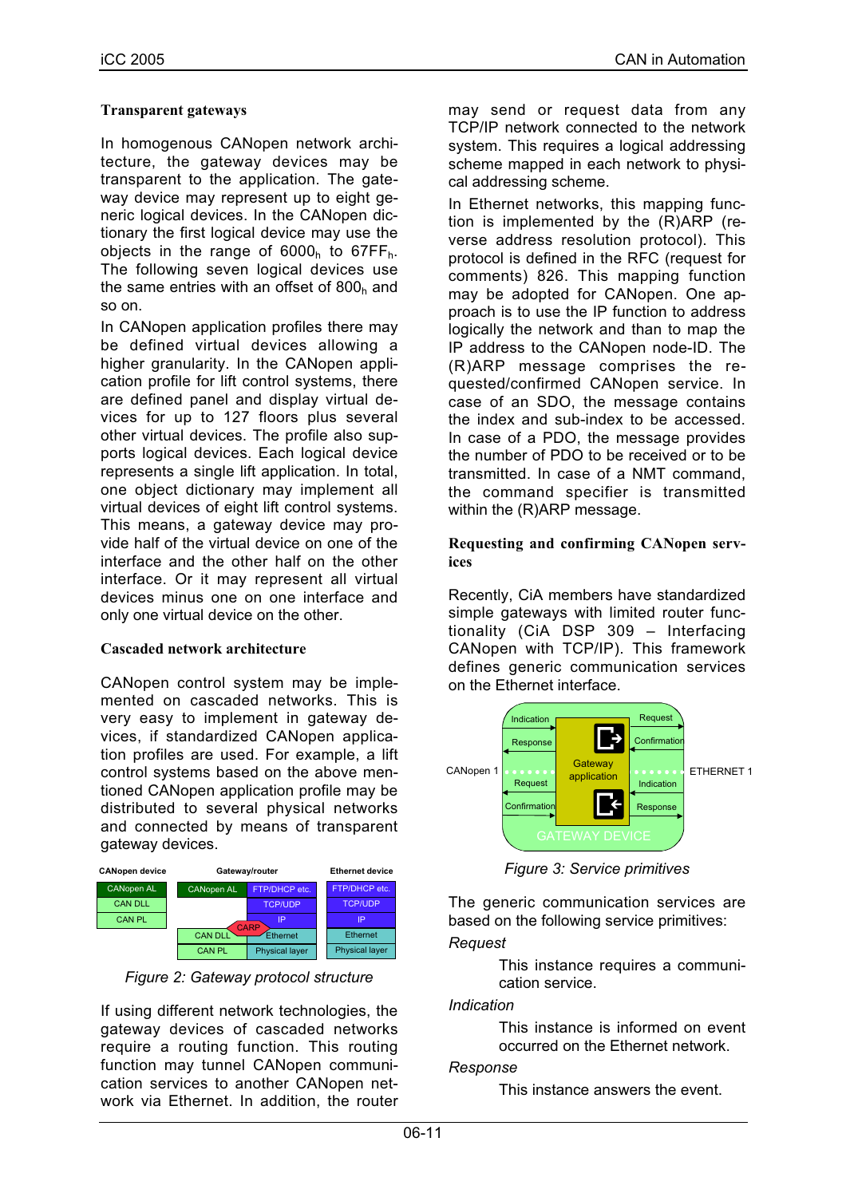### Transparent gateways

In homogenous CANopen network architecture, the gateway devices may be transparent to the application. The gateway device may represent up to eight generic logical devices. In the CANopen dictionary the first logical device may use the objects in the range of $6000_h$ to $67FF_h$. The following seven logical devices use the same entries with an offset of $800_h$ and so on.

In CANopen application profiles there may be defined virtual devices allowing a higher granularity. In the CANopen application profile for lift control systems, there are defined panel and display virtual devices for up to 127 floors plus several other virtual devices. The profile also supports logical devices. Each logical device represents a single lift application. In total, one object dictionary may implement all virtual devices of eight lift control systems. This means, a gateway device may provide half of the virtual device on one of the interface and the other half on the other interface. Or it may represent all virtual devices minus one on one interface and only one virtual device on the other.

### Cascaded network architecture

CANopen control system may be implemented on cascaded networks. This is very easy to implement in gateway devices, if standardized CANopen application profiles are used. For example, a lift control systems based on the above mentioned CANopen application profile may be distributed to several physical networks and connected by means of transparent gateway devices.

| CANopen device | Gateway/router | | Ethernet device |
|---|---|---|---|
| CANopen AL | CANopen AL | FTP/DHCP etc. | FTP/DHCP etc. |
| CAN DLL | | TCP/UDP | TCP/UDP |
| CAN PL | CARP | IP | IP |
| | CAN DLL | Ethernet | Ethernet |
| | CAN PL | Physical layer | Physical layer |

*Figure 2: Gateway protocol structure*

If using different network technologies, the gateway devices of cascaded networks require a routing function. This routing function may tunnel CANopen communication services to another CANopen network via Ethernet. In addition, the router may send or request data from any TCP/IP network connected to the network system. This requires a logical addressing scheme mapped in each network to physical addressing scheme.

In Ethernet networks, this mapping function is implemented by the (R)ARP (reverse address resolution protocol). This protocol is defined in the RFC (request for comments) 826. This mapping function may be adopted for CANopen. One approach is to use the IP function to address logically the network and than to map the IP address to the CANopen node-ID. The (R)ARP message comprises the requested/confirmed CANopen service. In case of an SDO, the message contains the index and sub-index to be accessed. In case of a PDO, the message provides the number of PDO to be received or to be transmitted. In case of a NMT command, the command specifier is transmitted within the (R)ARP message.

### Requesting and confirming CANopen services

Recently, CiA members have standardized simple gateways with limited router functionality (CiA DSP 309 – Interfacing CANopen with TCP/IP). This framework defines generic communication services on the Ethernet interface.

CANopen 1 — Indication, Response, Request, Confirmation — Gateway application — Request, Confirmation, Indication, Response — ETHERNET 1

GATEWAY DEVICE

*Figure 3: Service primitives*

The generic communication services are based on the following service primitives:

*Request*

This instance requires a communication service.

*Indication*

This instance is informed on event occurred on the Ethernet network.

*Response*

This instance answers the event.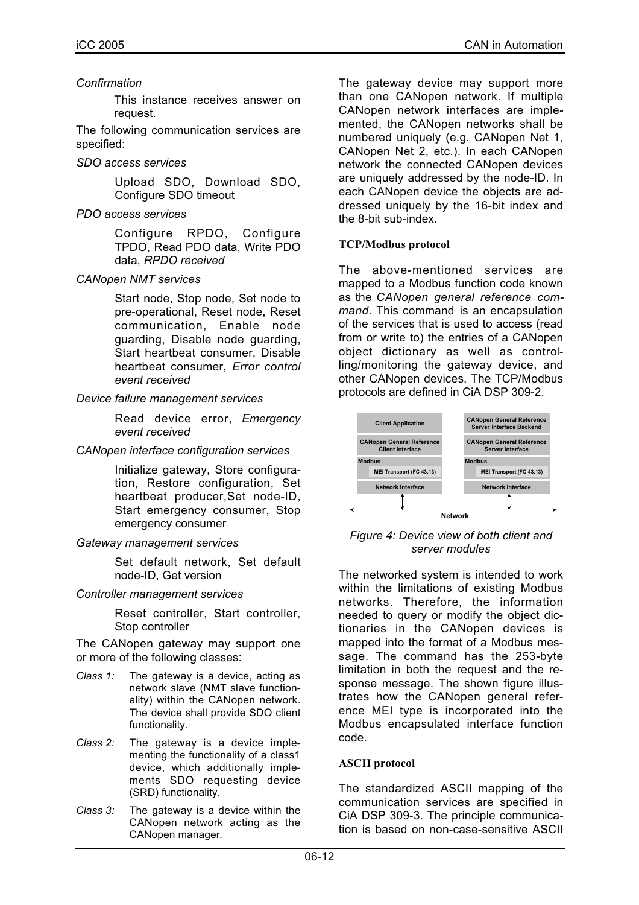*Confirmation*

This instance receives answer on request.

The following communication services are specified:

*SDO access services*

Upload SDO, Download SDO, Configure SDO timeout

*PDO access services*

Configure RPDO, Configure TPDO, Read PDO data, Write PDO data, *RPDO received*

*CANopen NMT services*

Start node, Stop node, Set node to pre-operational, Reset node, Reset communication, Enable node guarding, Disable node guarding, Start heartbeat consumer, Disable heartbeat consumer, *Error control event received*

*Device failure management services*

Read device error, *Emergency event received*

*CANopen interface configuration services*

Initialize gateway, Store configuration, Restore configuration, Set heartbeat producer,Set node-ID, Start emergency consumer, Stop emergency consumer

*Gateway management services*

Set default network, Set default node-ID, Get version

*Controller management services*

Reset controller, Start controller, Stop controller

The CANopen gateway may support one or more of the following classes:

*Class 1:* The gateway is a device, acting as network slave (NMT slave functionality) within the CANopen network. The device shall provide SDO client functionality.

*Class 2:* The gateway is a device implementing the functionality of a class1 device, which additionally implements SDO requesting device (SRD) functionality.

*Class 3:* The gateway is a device within the CANopen network acting as the CANopen manager.

The gateway device may support more than one CANopen network. If multiple CANopen network interfaces are implemented, the CANopen networks shall be numbered uniquely (e.g. CANopen Net 1, CANopen Net 2, etc.). In each CANopen network the connected CANopen devices are uniquely addressed by the node-ID. In each CANopen device the objects are addressed uniquely by the 16-bit index and the 8-bit sub-index.

**TCP/Modbus protocol**

The above-mentioned services are mapped to a Modbus function code known as the *CANopen general reference command.* This command is an encapsulation of the services that is used to access (read from or write to) the entries of a CANopen object dictionary as well as controlling/monitoring the gateway device, and other CANopen devices. The TCP/Modbus protocols are defined in CiA DSP 309-2.

| Client Application | CANopen General Reference Server Interface Backend |
|---|---|
| CANopen General Reference Client interface | CANopen General Reference Server interface |
| Modbus: MEI Transport (FC 43.13) | Modbus: MEI Transport (FC 43.13) |
| Network Interface | Network Interface |
| Network | Network |

*Figure 4: Device view of both client and server modules*

The networked system is intended to work within the limitations of existing Modbus networks. Therefore, the information needed to query or modify the object dictionaries in the CANopen devices is mapped into the format of a Modbus message. The command has the 253-byte limitation in both the request and the response message. The shown figure illustrates how the CANopen general reference MEI type is incorporated into the Modbus encapsulated interface function code.

**ASCII protocol**

The standardized ASCII mapping of the communication services are specified in CiA DSP 309-3. The principle communication is based on non-case-sensitive ASCII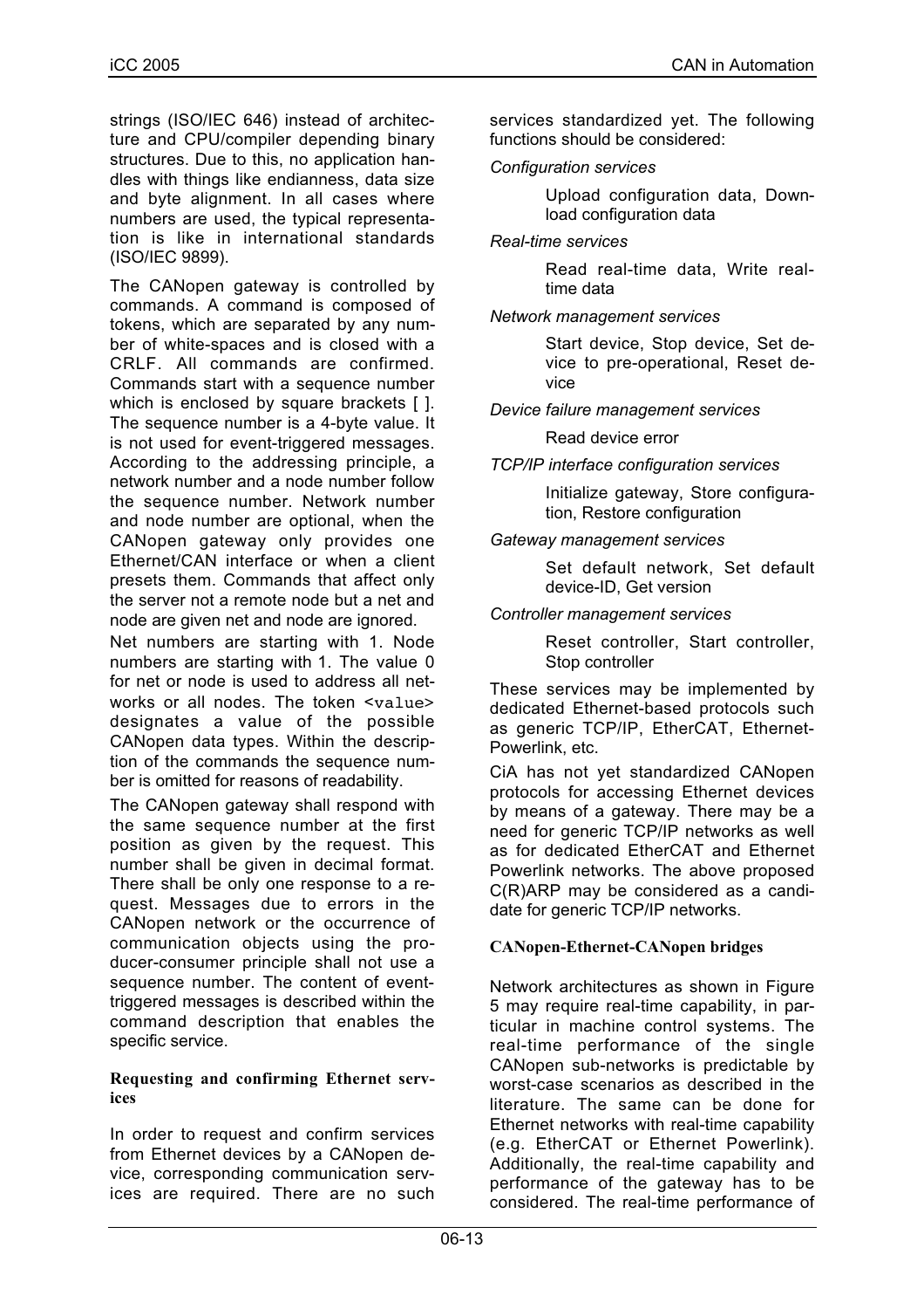strings (ISO/IEC 646) instead of architecture and CPU/compiler depending binary structures. Due to this, no application handles with things like endianness, data size and byte alignment. In all cases where numbers are used, the typical representation is like in international standards (ISO/IEC 9899).

The CANopen gateway is controlled by commands. A command is composed of tokens, which are separated by any number of white-spaces and is closed with a CRLF. All commands are confirmed. Commands start with a sequence number which is enclosed by square brackets [ ]. The sequence number is a 4-byte value. It is not used for event-triggered messages. According to the addressing principle, a network number and a node number follow the sequence number. Network number and node number are optional, when the CANopen gateway only provides one Ethernet/CAN interface or when a client presets them. Commands that affect only the server not a remote node but a net and node are given net and node are ignored.

Net numbers are starting with 1. Node numbers are starting with 1. The value 0 for net or node is used to address all networks or all nodes. The token `<value>` designates a value of the possible CANopen data types. Within the description of the commands the sequence number is omitted for reasons of readability.

The CANopen gateway shall respond with the same sequence number at the first position as given by the request. This number shall be given in decimal format. There shall be only one response to a request. Messages due to errors in the CANopen network or the occurrence of communication objects using the producer-consumer principle shall not use a sequence number. The content of event-triggered messages is described within the command description that enables the specific service.

### Requesting and confirming Ethernet services

In order to request and confirm services from Ethernet devices by a CANopen device, corresponding communication services are required. There are no such services standardized yet. The following functions should be considered:

*Configuration services*

> Upload configuration data, Download configuration data

*Real-time services*

> Read real-time data, Write real-time data

*Network management services*

> Start device, Stop device, Set device to pre-operational, Reset device

*Device failure management services*

> Read device error

*TCP/IP interface configuration services*

> Initialize gateway, Store configuration, Restore configuration

*Gateway management services*

> Set default network, Set default device-ID, Get version

*Controller management services*

> Reset controller, Start controller, Stop controller

These services may be implemented by dedicated Ethernet-based protocols such as generic TCP/IP, EtherCAT, Ethernet-Powerlink, etc.

CiA has not yet standardized CANopen protocols for accessing Ethernet devices by means of a gateway. There may be a need for generic TCP/IP networks as well as for dedicated EtherCAT and Ethernet Powerlink networks. The above proposed C(R)ARP may be considered as a candidate for generic TCP/IP networks.

### CANopen-Ethernet-CANopen bridges

Network architectures as shown in Figure 5 may require real-time capability, in particular in machine control systems. The real-time performance of the single CANopen sub-networks is predictable by worst-case scenarios as described in the literature. The same can be done for Ethernet networks with real-time capability (e.g. EtherCAT or Ethernet Powerlink). Additionally, the real-time capability and performance of the gateway has to be considered. The real-time performance of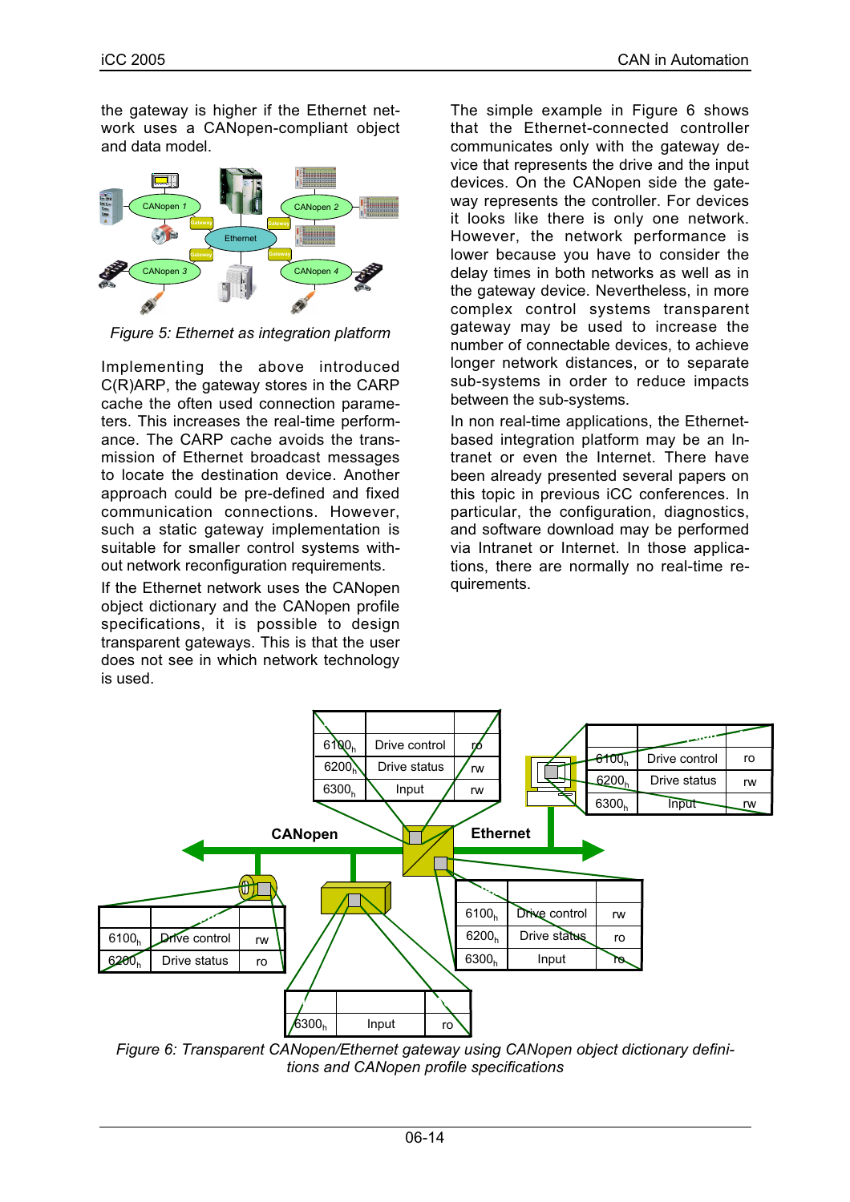the gateway is higher if the Ethernet network uses a CANopen-compliant object and data model.

Figure 5: Ethernet as integration platform

Implementing the above introduced C(R)ARP, the gateway stores in the CARP cache the often used connection parameters. This increases the real-time performance. The CARP cache avoids the transmission of Ethernet broadcast messages to locate the destination device. Another approach could be pre-defined and fixed communication connections. However, such a static gateway implementation is suitable for smaller control systems without network reconfiguration requirements.

If the Ethernet network uses the CANopen object dictionary and the CANopen profile specifications, it is possible to design transparent gateways. This is that the user does not see in which network technology is used.

The simple example in Figure 6 shows that the Ethernet-connected controller communicates only with the gateway device that represents the drive and the input devices. On the CANopen side the gateway represents the controller. For devices it looks like there is only one network. However, the network performance is lower because you have to consider the delay times in both networks as well as in the gateway device. Nevertheless, in more complex control systems transparent gateway may be used to increase the number of connectable devices, to achieve longer network distances, or to separate sub-systems in order to reduce impacts between the sub-systems.

In non real-time applications, the Ethernet-based integration platform may be an Intranet or even the Internet. There have been already presented several papers on this topic in previous iCC conferences. In particular, the configuration, diagnostics, and software download may be performed via Intranet or Internet. In those applications, there are normally no real-time requirements.

Figure 6: Transparent CANopen/Ethernet gateway using CANopen object dictionary definitions and CANopen profile specifications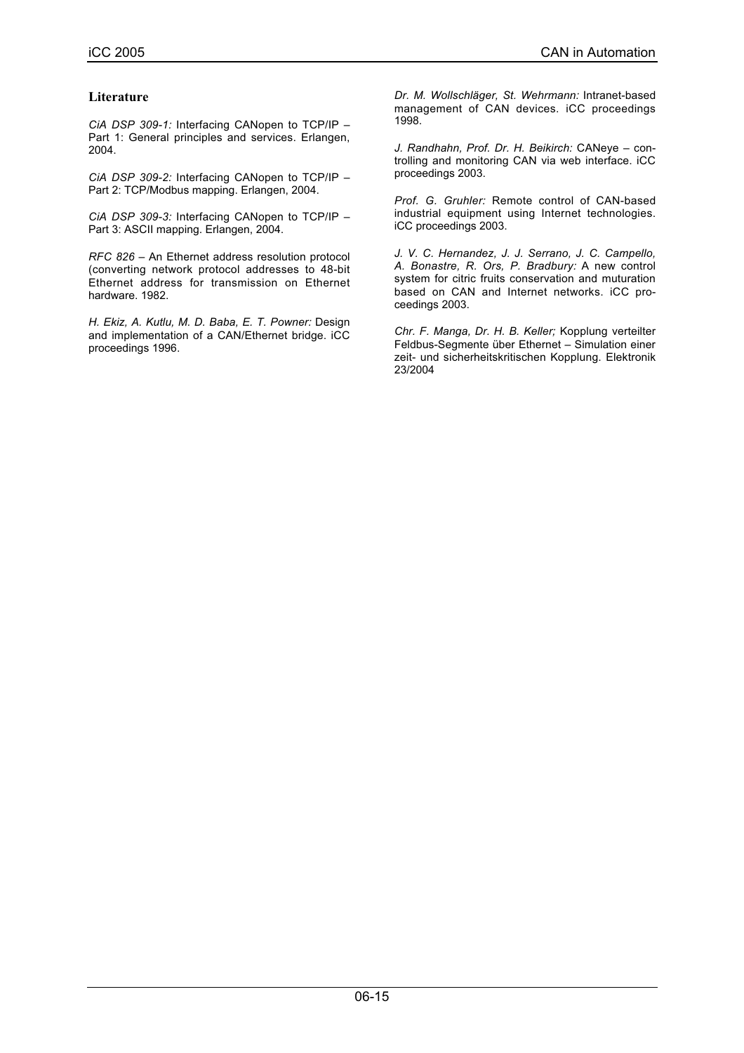## Literature

*CiA DSP 309-1:* Interfacing CANopen to TCP/IP – Part 1: General principles and services. Erlangen, 2004.

*CiA DSP 309-2:* Interfacing CANopen to TCP/IP – Part 2: TCP/Modbus mapping. Erlangen, 2004.

*CiA DSP 309-3:* Interfacing CANopen to TCP/IP – Part 3: ASCII mapping. Erlangen, 2004.

*RFC 826* – An Ethernet address resolution protocol (converting network protocol addresses to 48-bit Ethernet address for transmission on Ethernet hardware. 1982.

*H. Ekiz, A. Kutlu, M. D. Baba, E. T. Powner:* Design and implementation of a CAN/Ethernet bridge. iCC proceedings 1996.

*Dr. M. Wollschläger, St. Wehrmann:* Intranet-based management of CAN devices. iCC proceedings 1998.

*J. Randhahn, Prof. Dr. H. Beikirch:* CANeye – controlling and monitoring CAN via web interface. iCC proceedings 2003.

*Prof. G. Gruhler:* Remote control of CAN-based industrial equipment using Internet technologies. iCC proceedings 2003.

*J. V. C. Hernandez, J. J. Serrano, J. C. Campello, A. Bonastre, R. Ors, P. Bradbury:* A new control system for citric fruits conservation and muturation based on CAN and Internet networks. iCC proceedings 2003.

*Chr. F. Manga, Dr. H. B. Keller;* Kopplung verteilter Feldbus-Segmente über Ethernet – Simulation einer zeit- und sicherheitskritischen Kopplung. Elektronik 23/2004